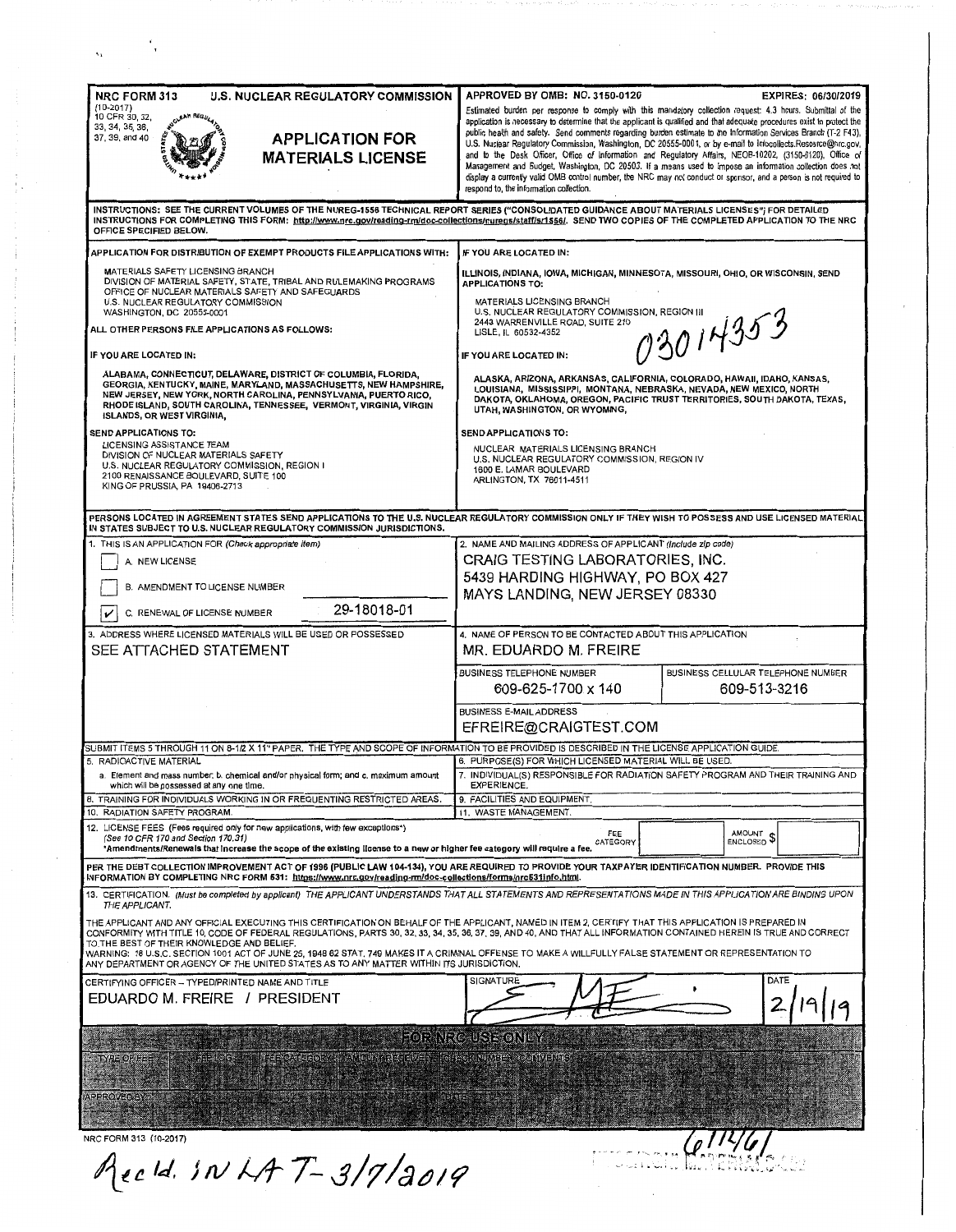**NRC FORM 313** (10-2017)
10 CFR 30, 32, 33, 34, 35, 36, 37, 39, and 40

**U.S. NUCLEAR REGULATORY COMMISSION**

# APPLICATION FOR MATERIALS LICENSE

**APPROVED BY OMB: NO. 3150-0120** **EXPIRES: 06/30/2019**

Estimated burden per response to comply with this mandatory collection request: 4.3 hours. Submittal of the application is necessary to determine that the applicant is qualified and that adequate procedures exist to protect the public health and safety. Send comments regarding burden estimate to the Information Services Branch (T-2 F43), U.S. Nuclear Regulatory Commission, Washington, DC 20555-0001, or by e-mail to Infocollects.Resource@nrc.gov, and to the Desk Officer, Office of Information and Regulatory Affairs, NEOB-10202, (3150-0120), Office of Management and Budget, Washington, DC 20503. If a means used to impose an information collection does not display a currently valid OMB control number, the NRC may not conduct or sponsor, and a person is not required to respond to, the information collection.

INSTRUCTIONS: SEE THE CURRENT VOLUMES OF THE NUREG-1556 TECHNICAL REPORT SERIES ("CONSOLIDATED GUIDANCE ABOUT MATERIALS LICENSES") FOR DETAILED INSTRUCTIONS FOR COMPLETING THIS FORM: http://www.nrc.gov/reading-rm/doc-collections/nuregs/staff/sr1556/. SEND TWO COPIES OF THE COMPLETED APPLICATION TO THE NRC OFFICE SPECIFIED BELOW.

APPLICATION FOR DISTRIBUTION OF EXEMPT PRODUCTS FILE APPLICATIONS WITH:

MATERIALS SAFETY LICENSING BRANCH
DIVISION OF MATERIAL SAFETY, STATE, TRIBAL AND RULEMAKING PROGRAMS
OFFICE OF NUCLEAR MATERIALS SAFETY AND SAFEGUARDS
U.S. NUCLEAR REGULATORY COMMISSION
WASHINGTON, DC 20555-0001

ALL OTHER PERSONS FILE APPLICATIONS AS FOLLOWS:

IF YOU ARE LOCATED IN:

ALABAMA, CONNECTICUT, DELAWARE, DISTRICT OF COLUMBIA, FLORIDA, GEORGIA, KENTUCKY, MAINE, MARYLAND, MASSACHUSETTS, NEW HAMPSHIRE, NEW JERSEY, NEW YORK, NORTH CAROLINA, PENNSYLVANIA, PUERTO RICO, RHODE ISLAND, SOUTH CAROLINA, TENNESSEE, VERMONT, VIRGINIA, VIRGIN ISLANDS, OR WEST VIRGINIA,

SEND APPLICATIONS TO:

LICENSING ASSISTANCE TEAM
DIVISION OF NUCLEAR MATERIALS SAFETY
U.S. NUCLEAR REGULATORY COMMISSION, REGION I
2100 RENAISSANCE BOULEVARD, SUITE 100
KING OF PRUSSIA, PA 19406-2713

IF YOU ARE LOCATED IN:

ILLINOIS, INDIANA, IOWA, MICHIGAN, MINNESOTA, MISSOURI, OHIO, OR WISCONSIN, SEND APPLICATIONS TO:

MATERIALS LICENSING BRANCH
U.S. NUCLEAR REGULATORY COMMISSION, REGION III
2443 WARRENVILLE ROAD, SUITE 210
LISLE, IL 60532-4352

03014353

IF YOU ARE LOCATED IN:

ALASKA, ARIZONA, ARKANSAS, CALIFORNIA, COLORADO, HAWAII, IDAHO, KANSAS, LOUISIANA, MISSISSIPPI, MONTANA, NEBRASKA, NEVADA, NEW MEXICO, NORTH DAKOTA, OKLAHOMA, OREGON, PACIFIC TRUST TERRITORIES, SOUTH DAKOTA, TEXAS, UTAH, WASHINGTON, OR WYOMING,

SEND APPLICATIONS TO:

NUCLEAR MATERIALS LICENSING BRANCH
U.S. NUCLEAR REGULATORY COMMISSION, REGION IV
1600 E. LAMAR BOULEVARD
ARLINGTON, TX 76011-4511

PERSONS LOCATED IN AGREEMENT STATES SEND APPLICATIONS TO THE U.S. NUCLEAR REGULATORY COMMISSION ONLY IF THEY WISH TO POSSESS AND USE LICENSED MATERIAL IN STATES SUBJECT TO U.S. NUCLEAR REGULATORY COMMISSION JURISDICTIONS.

**1. THIS IS AN APPLICATION FOR** *(Check appropriate item)*

- [ ] A. NEW LICENSE
- [ ] B. AMENDMENT TO LICENSE NUMBER
- [x] C. RENEWAL OF LICENSE NUMBER 29-18018-01

**2. NAME AND MAILING ADDRESS OF APPLICANT** *(Include zip code)*

CRAIG TESTING LABORATORIES, INC.
5439 HARDING HIGHWAY, PO BOX 427
MAYS LANDING, NEW JERSEY 08330

**3. ADDRESS WHERE LICENSED MATERIALS WILL BE USED OR POSSESSED**

SEE ATTACHED STATEMENT

**4. NAME OF PERSON TO BE CONTACTED ABOUT THIS APPLICATION**

MR. EDUARDO M. FREIRE

| BUSINESS TELEPHONE NUMBER | BUSINESS CELLULAR TELEPHONE NUMBER |
|---|---|
| 609-625-1700 x 140 | 609-513-3216 |

BUSINESS E-MAIL ADDRESS: EFREIRE@CRAIGTEST.COM

SUBMIT ITEMS 5 THROUGH 11 ON 8-1/2 X 11" PAPER. THE TYPE AND SCOPE OF INFORMATION TO BE PROVIDED IS DESCRIBED IN THE LICENSE APPLICATION GUIDE.

5. RADIOACTIVE MATERIAL
   a. Element and mass number; b. chemical and/or physical form; and c. maximum amount which will be possessed at any one time.
6. PURPOSE(S) FOR WHICH LICENSED MATERIAL WILL BE USED.
7. INDIVIDUAL(S) RESPONSIBLE FOR RADIATION SAFETY PROGRAM AND THEIR TRAINING AND EXPERIENCE.
8. TRAINING FOR INDIVIDUALS WORKING IN OR FREQUENTING RESTRICTED AREAS.
9. FACILITIES AND EQUIPMENT.
10. RADIATION SAFETY PROGRAM.
11. WASTE MANAGEMENT.

12. LICENSE FEES (Fees required only for new applications, with few exceptions*)
*(See 10 CFR 170 and Section 170.31)*
*Amendments/Renewals that increase the scope of the existing license to a new or higher fee category will require a fee.
FEE CATEGORY ______ AMOUNT ENCLOSED $ ______

PER THE DEBT COLLECTION IMPROVEMENT ACT OF 1996 (PUBLIC LAW 104-134), YOU ARE REQUIRED TO PROVIDE YOUR TAXPAYER IDENTIFICATION NUMBER. PROVIDE THIS INFORMATION BY COMPLETING NRC FORM 531: https://www.nrc.gov/reading-rm/doc-collections/forms/nrc531info.html.

13. CERTIFICATION. *(Must be completed by applicant) THE APPLICANT UNDERSTANDS THAT ALL STATEMENTS AND REPRESENTATIONS MADE IN THIS APPLICATION ARE BINDING UPON THE APPLICANT.*

THE APPLICANT AND ANY OFFICIAL EXECUTING THIS CERTIFICATION ON BEHALF OF THE APPLICANT, NAMED IN ITEM 2, CERTIFY THAT THIS APPLICATION IS PREPARED IN CONFORMITY WITH TITLE 10, CODE OF FEDERAL REGULATIONS, PARTS 30, 32, 33, 34, 35, 36, 37, 39, AND 40, AND THAT ALL INFORMATION CONTAINED HEREIN IS TRUE AND CORRECT TO THE BEST OF THEIR KNOWLEDGE AND BELIEF.
WARNING: 18 U.S.C. SECTION 1001 ACT OF JUNE 25, 1948 62 STAT. 749 MAKES IT A CRIMINAL OFFENSE TO MAKE A WILLFULLY FALSE STATEMENT OR REPRESENTATION TO ANY DEPARTMENT OR AGENCY OF THE UNITED STATES AS TO ANY MATTER WITHIN ITS JURISDICTION.

| CERTIFYING OFFICER – TYPED/PRINTED NAME AND TITLE | SIGNATURE | DATE |
|---|---|---|
| EDUARDO M. FREIRE / PRESIDENT | [signature] | 2/19/19 |

**FOR NRC USE ONLY**

| TYPE OF FEE | FEE LOG | FEE CATEGORY | AMOUNT RECEIVED | CHECK NUMBER | COMMENTS |
|---|---|---|---|---|---|
| | | | | | |

APPROVED BY: ______ DATE: ______

NRC FORM 313 (10-2017)

614161

Rec'd. in LAT-3/7/2019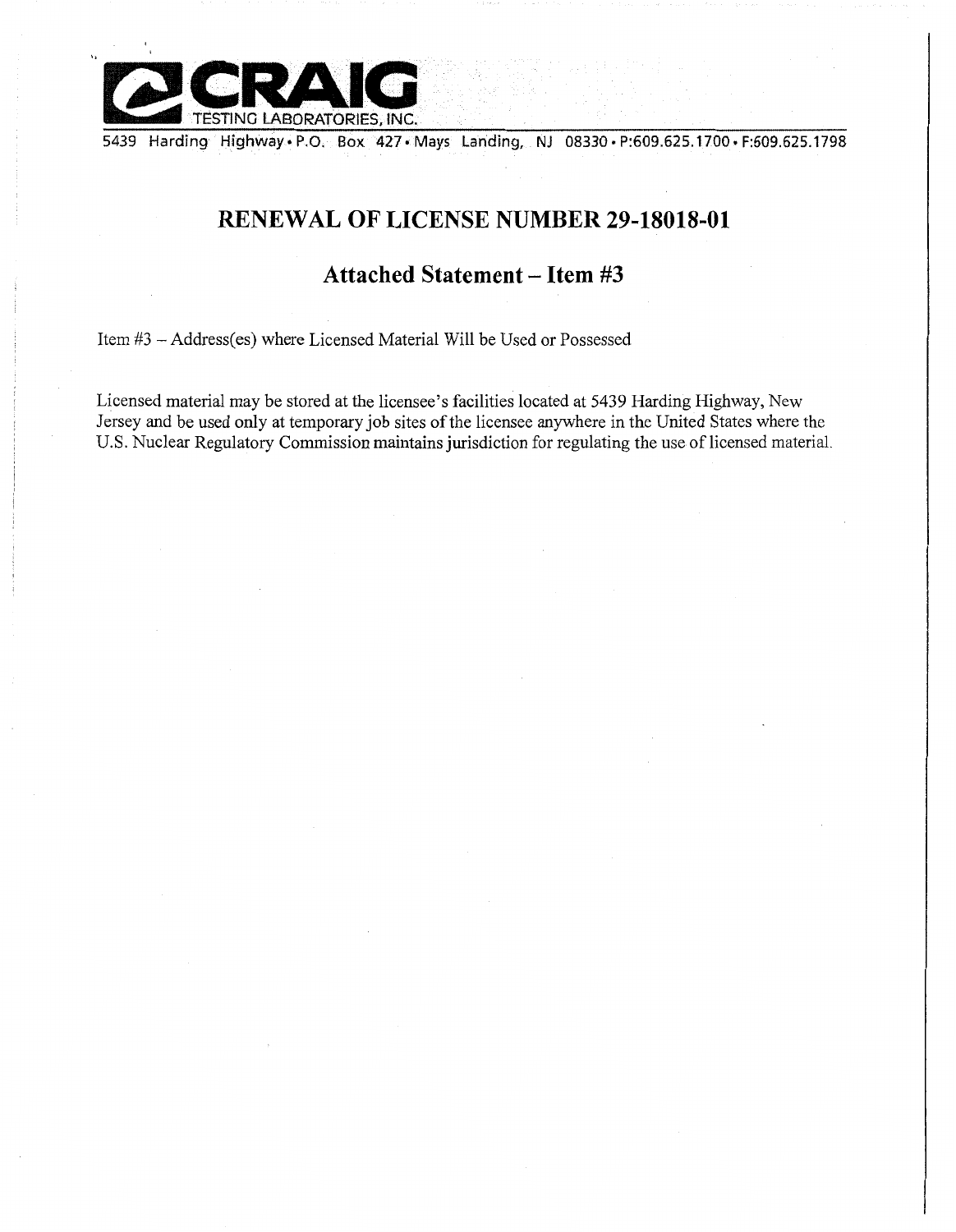CRAIG TESTING LABORATORIES, INC.

5439 Harding Highway • P.O. Box 427 • Mays Landing, NJ 08330 • P:609.625.1700 • F:609.625.1798

# RENEWAL OF LICENSE NUMBER 29-18018-01

## Attached Statement – Item #3

Item #3 – Address(es) where Licensed Material Will be Used or Possessed

Licensed material may be stored at the licensee's facilities located at 5439 Harding Highway, New Jersey and be used only at temporary job sites of the licensee anywhere in the United States where the U.S. Nuclear Regulatory Commission maintains jurisdiction for regulating the use of licensed material.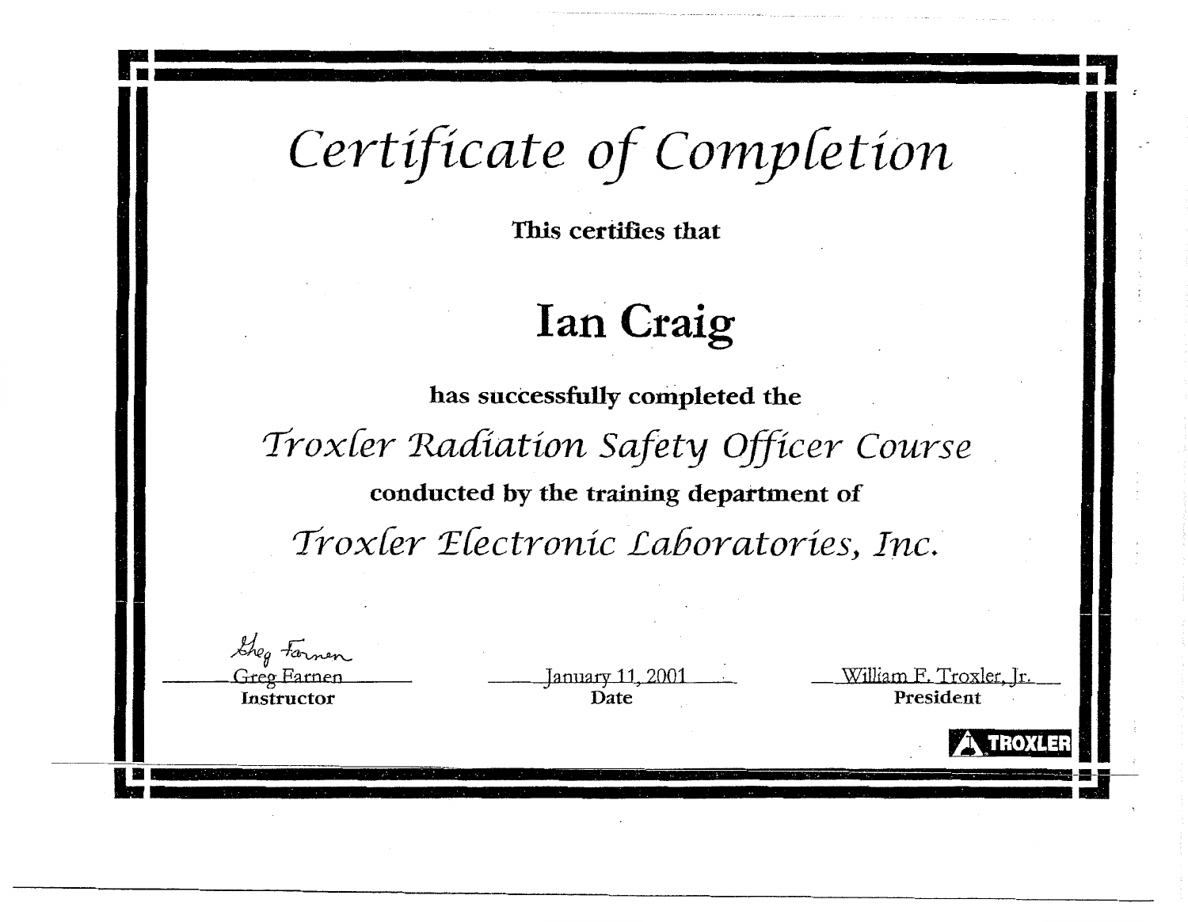# *Certificate of Completion*

**This certifies that**

## **Ian Craig**

**has successfully completed the**

*Troxler Radiation Safety Officer Course*

**conducted by the training department of**

*Troxler Electronic Laboratories, Inc.*

| Greg Farnen | January 11, 2001 | William F. Troxler, Jr. |
|---|---|---|
| **Instructor** | **Date** | **President** |

TROXLER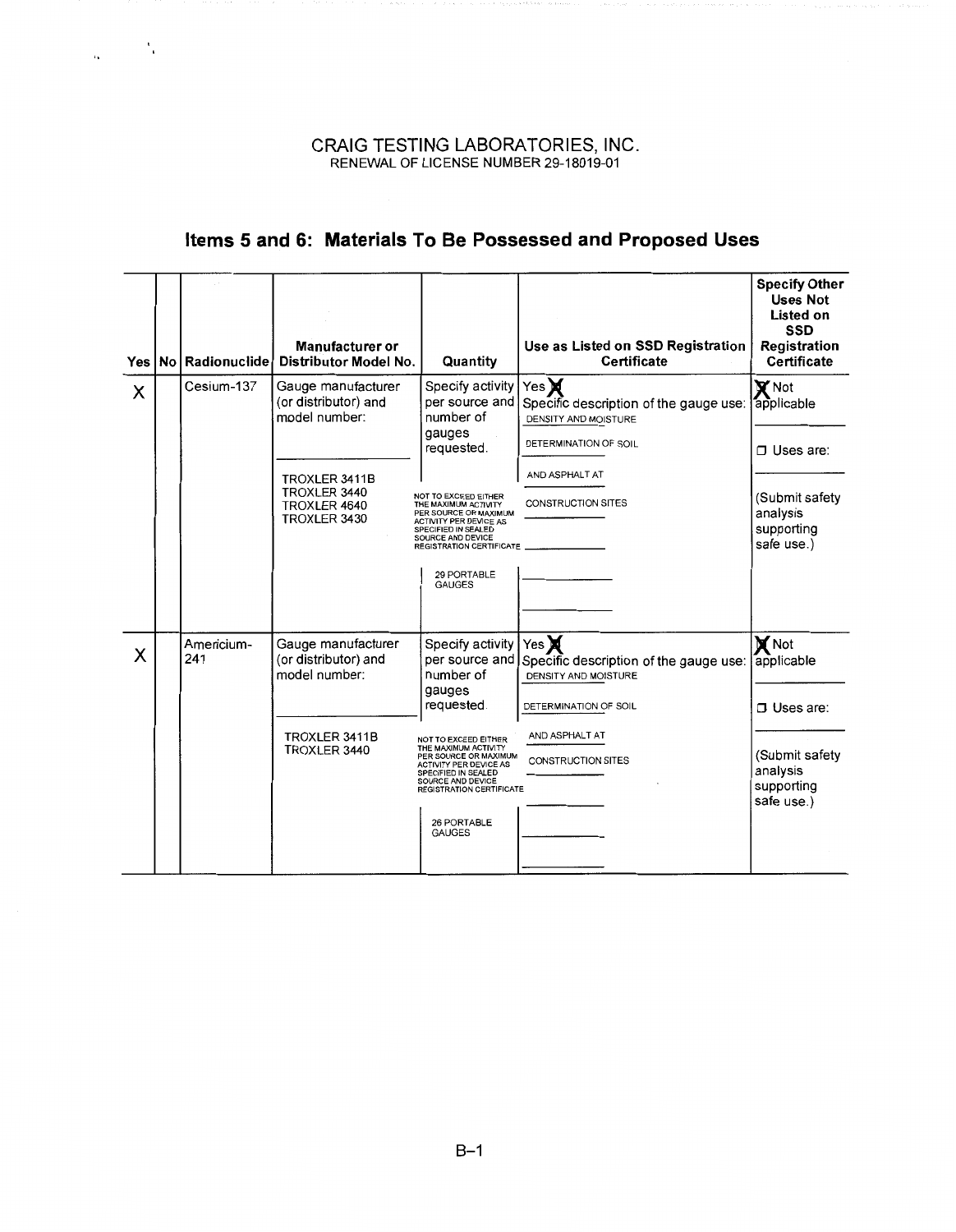CRAIG TESTING LABORATORIES, INC.
RENEWAL OF LICENSE NUMBER 29-18019-01

## Items 5 and 6: Materials To Be Possessed and Proposed Uses

| Yes | No | Radionuclide | Manufacturer or Distributor Model No. | Quantity | Use as Listed on SSD Registration Certificate | Specify Other Uses Not Listed on SSD Registration Certificate |
|---|---|---|---|---|---|---|
| X | | Cesium-137 | Gauge manufacturer (or distributor) and model number: TROXLER 3411B, TROXLER 3440, TROXLER 4640, TROXLER 3430 | Specify activity per source and number of gauges requested. NOT TO EXCEED EITHER THE MAXIMUM ACTIVITY PER SOURCE OR MAXIMUM ACTIVITY PER DEVICE AS SPECIFIED IN SEALED SOURCE AND DEVICE REGISTRATION CERTIFICATE. 29 PORTABLE GAUGES | Yes X Specific description of the gauge use: DENSITY AND MOISTURE DETERMINATION OF SOIL AND ASPHALT AT CONSTRUCTION SITES | X Not applicable ☐ Uses are: (Submit safety analysis supporting safe use.) |
| X | | Americium-241 | Gauge manufacturer (or distributor) and model number: TROXLER 3411B, TROXLER 3440 | Specify activity per source and number of gauges requested. NOT TO EXCEED EITHER THE MAXIMUM ACTIVITY PER SOURCE OR MAXIMUM ACTIVITY PER DEVICE AS SPECIFIED IN SEALED SOURCE AND DEVICE REGISTRATION CERTIFICATE. 26 PORTABLE GAUGES | Yes X Specific description of the gauge use: DENSITY AND MOISTURE DETERMINATION OF SOIL AND ASPHALT AT CONSTRUCTION SITES | X Not applicable ☐ Uses are: (Submit safety analysis supporting safe use.) |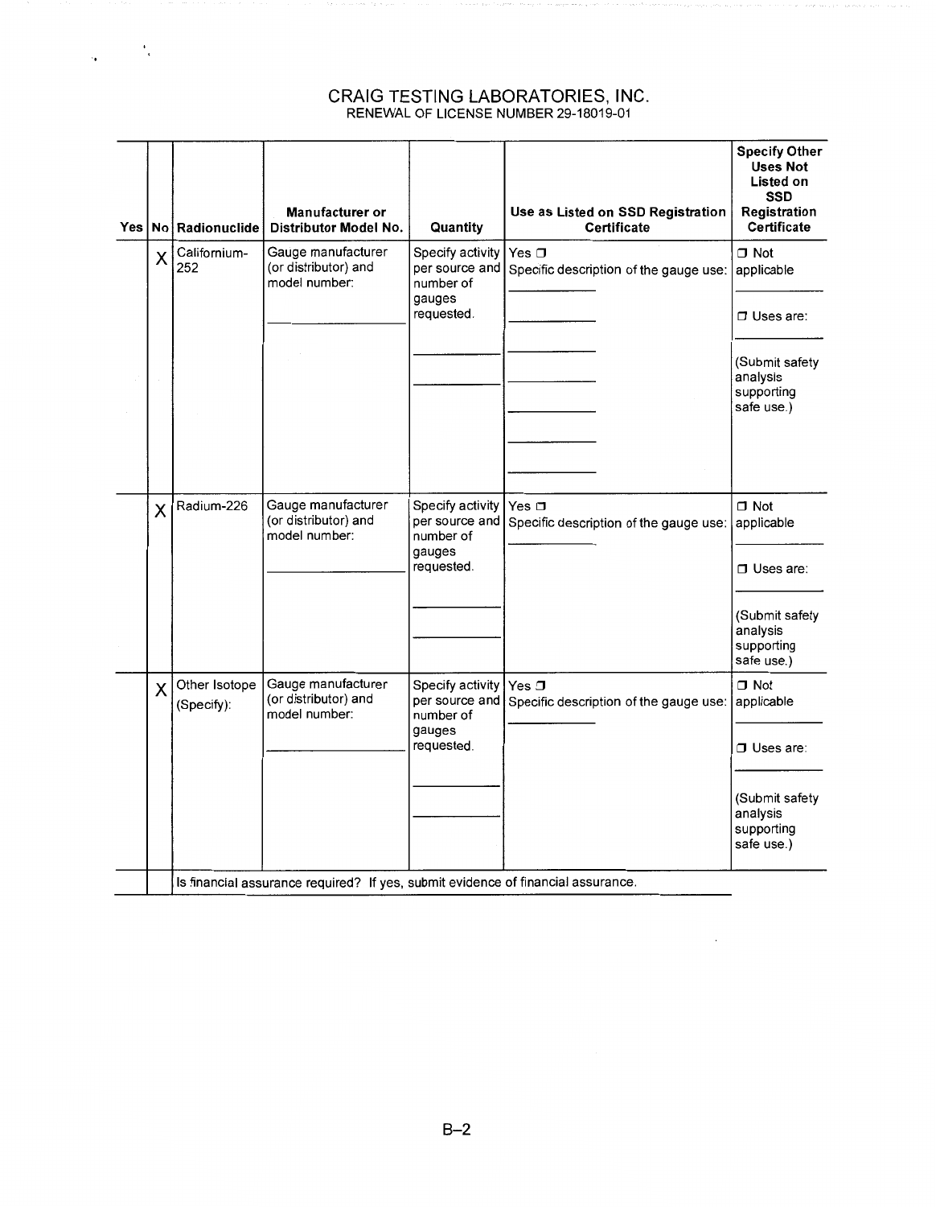# CRAIG TESTING LABORATORIES, INC.

RENEWAL OF LICENSE NUMBER 29-18019-01

| Yes | No | Radionuclide | Manufacturer or Distributor Model No. | Quantity | Use as Listed on SSD Registration Certificate | Specify Other Uses Not Listed on SSD Registration Certificate |
|---|---|---|---|---|---|---|
| | X | Californium-252 | Gauge manufacturer (or distributor) and model number: ________ | Specify activity per source and number of gauges requested. ________ ________ | Yes ☐ Specific description of the gauge use: ________ ________ ________ ________ ________ ________ ________ | ☐ Not applicable ________ ☐ Uses are: ________ (Submit safety analysis supporting safe use.) |
| | X | Radium-226 | Gauge manufacturer (or distributor) and model number: ________ | Specify activity per source and number of gauges requested. ________ ________ | Yes ☐ Specific description of the gauge use: ________ | ☐ Not applicable ________ ☐ Uses are: ________ (Submit safety analysis supporting safe use.) |
| | X | Other Isotope (Specify): | Gauge manufacturer (or distributor) and model number: ________ | Specify activity per source and number of gauges requested. ________ ________ | Yes ☐ Specific description of the gauge use: ________ | ☐ Not applicable ________ ☐ Uses are: ________ (Submit safety analysis supporting safe use.) |
| | | Is financial assurance required? If yes, submit evidence of financial assurance. | | | | |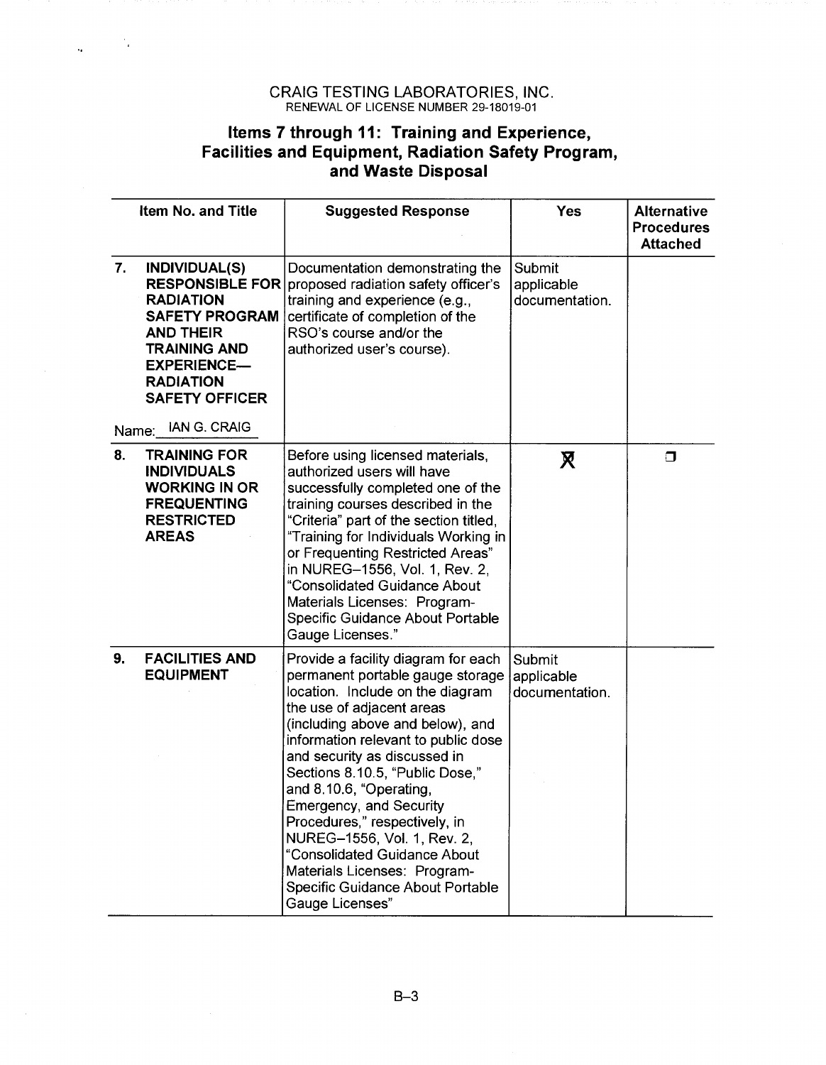CRAIG TESTING LABORATORIES, INC.
RENEWAL OF LICENSE NUMBER 29-18019-01

## Items 7 through 11: Training and Experience, Facilities and Equipment, Radiation Safety Program, and Waste Disposal

| Item No. and Title | Suggested Response | Yes | Alternative Procedures Attached |
|---|---|---|---|
| **7. INDIVIDUAL(S) RESPONSIBLE FOR RADIATION SAFETY PROGRAM AND THEIR TRAINING AND EXPERIENCE—RADIATION SAFETY OFFICER**<br><br>Name: IAN G. CRAIG | Documentation demonstrating the proposed radiation safety officer's training and experience (e.g., certificate of completion of the RSO's course and/or the authorized user's course). | Submit applicable documentation. | |
| **8. TRAINING FOR INDIVIDUALS WORKING IN OR FREQUENTING RESTRICTED AREAS** | Before using licensed materials, authorized users will have successfully completed one of the training courses described in the "Criteria" part of the section titled, "Training for Individuals Working in or Frequenting Restricted Areas" in NUREG–1556, Vol. 1, Rev. 2, "Consolidated Guidance About Materials Licenses: Program-Specific Guidance About Portable Gauge Licenses." | ☒ | ☐ |
| **9. FACILITIES AND EQUIPMENT** | Provide a facility diagram for each permanent portable gauge storage location. Include on the diagram the use of adjacent areas (including above and below), and information relevant to public dose and security as discussed in Sections 8.10.5, "Public Dose," and 8.10.6, "Operating, Emergency, and Security Procedures," respectively, in NUREG–1556, Vol. 1, Rev. 2, "Consolidated Guidance About Materials Licenses: Program-Specific Guidance About Portable Gauge Licenses" | Submit applicable documentation. | |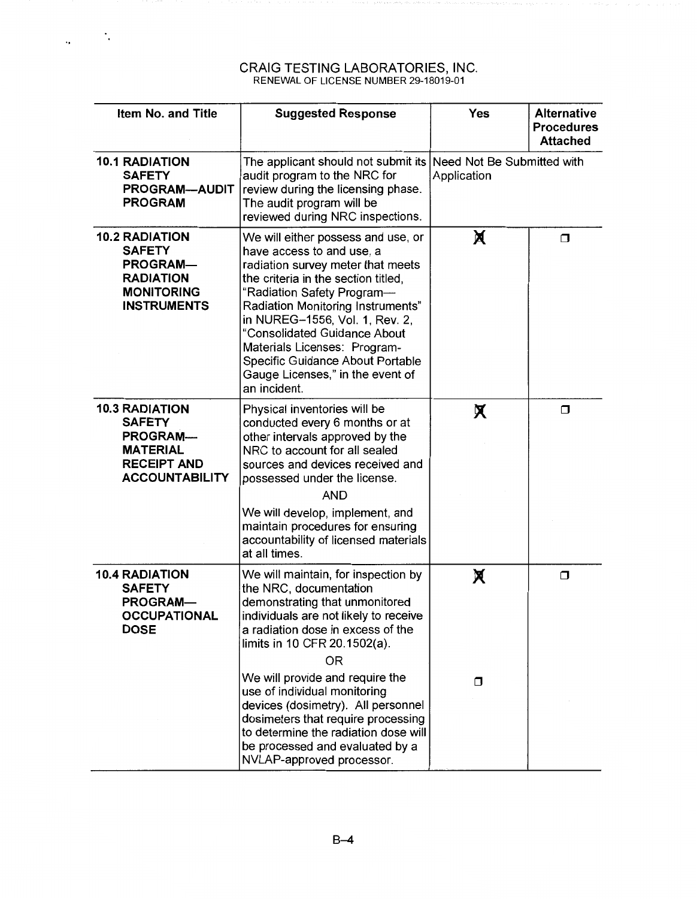CRAIG TESTING LABORATORIES, INC.
RENEWAL OF LICENSE NUMBER 29-18019-01

| Item No. and Title | Suggested Response | Yes | Alternative Procedures Attached |
|---|---|---|---|
| **10.1 RADIATION SAFETY PROGRAM—AUDIT PROGRAM** | The applicant should not submit its audit program to the NRC for review during the licensing phase. The audit program will be reviewed during NRC inspections. | Need Not Be Submitted with Application | |
| **10.2 RADIATION SAFETY PROGRAM—RADIATION MONITORING INSTRUMENTS** | We will either possess and use, or have access to and use, a radiation survey meter that meets the criteria in the section titled, "Radiation Safety Program—Radiation Monitoring Instruments" in NUREG–1556, Vol. 1, Rev. 2, "Consolidated Guidance About Materials Licenses: Program-Specific Guidance About Portable Gauge Licenses," in the event of an incident. | ☒ | ☐ |
| **10.3 RADIATION SAFETY PROGRAM—MATERIAL RECEIPT AND ACCOUNTABILITY** | Physical inventories will be conducted every 6 months or at other intervals approved by the NRC to account for all sealed sources and devices received and possessed under the license.<br>AND<br>We will develop, implement, and maintain procedures for ensuring accountability of licensed materials at all times. | ☒ | ☐ |
| **10.4 RADIATION SAFETY PROGRAM—OCCUPATIONAL DOSE** | We will maintain, for inspection by the NRC, documentation demonstrating that unmonitored individuals are not likely to receive a radiation dose in excess of the limits in 10 CFR 20.1502(a). | ☒ | ☐ |
| | OR | | |
| | We will provide and require the use of individual monitoring devices (dosimetry). All personnel dosimeters that require processing to determine the radiation dose will be processed and evaluated by a NVLAP-approved processor. | ☐ | |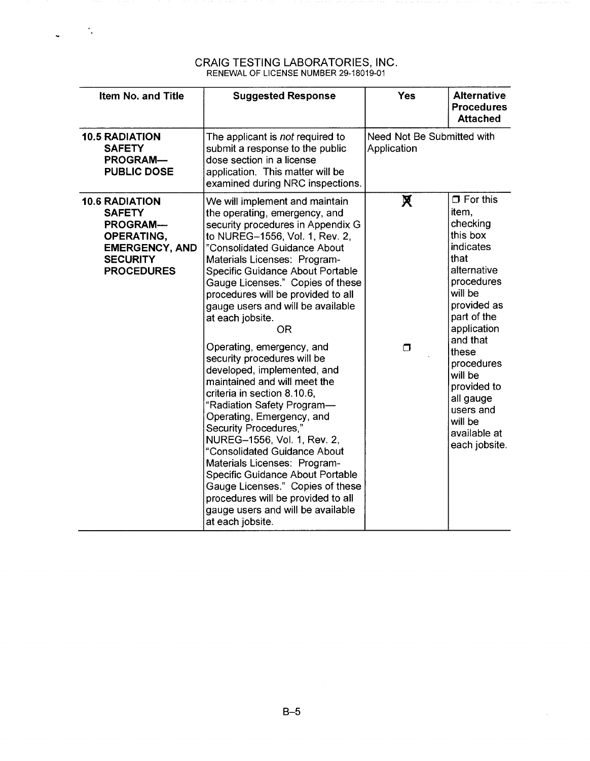CRAIG TESTING LABORATORIES, INC.
RENEWAL OF LICENSE NUMBER 29-18019-01

| Item No. and Title | Suggested Response | Yes | Alternative Procedures Attached |
|---|---|---|---|
| **10.5 RADIATION SAFETY PROGRAM— PUBLIC DOSE** | The applicant is *not* required to submit a response to the public dose section in a license application. This matter will be examined during NRC inspections. | Need Not Be Submitted with Application | |
| **10.6 RADIATION SAFETY PROGRAM— OPERATING, EMERGENCY, AND SECURITY PROCEDURES** | We will implement and maintain the operating, emergency, and security procedures in Appendix G to NUREG–1556, Vol. 1, Rev. 2, "Consolidated Guidance About Materials Licenses: Program-Specific Guidance About Portable Gauge Licenses." Copies of these procedures will be provided to all gauge users and will be available at each jobsite. | ☒ | ☐ For this item, checking this box indicates that alternative procedures will be provided as part of the application and that these procedures will be provided to all gauge users and will be available at each jobsite. |
| | OR | | |
| | Operating, emergency, and security procedures will be developed, implemented, and maintained and will meet the criteria in section 8.10.6, "Radiation Safety Program— Operating, Emergency, and Security Procedures," NUREG–1556, Vol. 1, Rev. 2, "Consolidated Guidance About Materials Licenses: Program-Specific Guidance About Portable Gauge Licenses." Copies of these procedures will be provided to all gauge users and will be available at each jobsite. | ☐ | |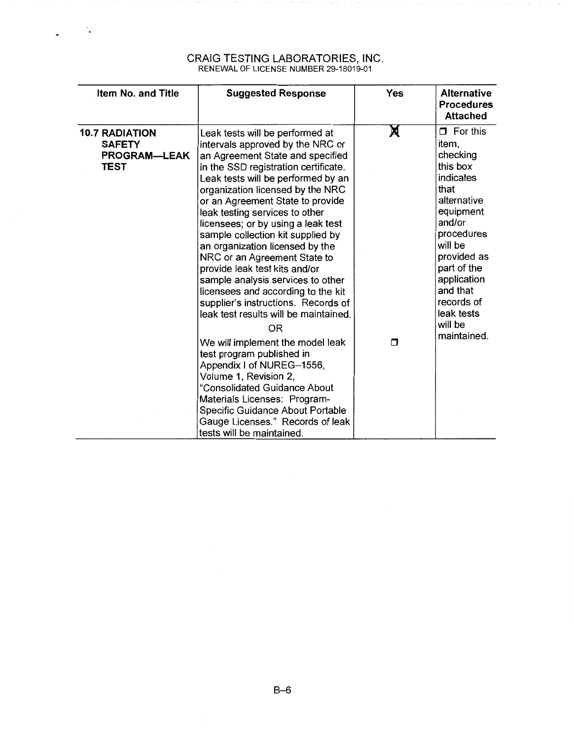CRAIG TESTING LABORATORIES, INC.
RENEWAL OF LICENSE NUMBER 29-18019-01

| Item No. and Title | Suggested Response | Yes | Alternative Procedures Attached |
|---|---|---|---|
| **10.7 RADIATION SAFETY PROGRAM—LEAK TEST** | Leak tests will be performed at intervals approved by the NRC or an Agreement State and specified in the SSD registration certificate. Leak tests will be performed by an organization licensed by the NRC or an Agreement State to provide leak testing services to other licensees; or by using a leak test sample collection kit supplied by an organization licensed by the NRC or an Agreement State to provide leak test kits and/or sample analysis services to other licensees and according to the kit supplier's instructions. Records of leak test results will be maintained. | ☒ | ☐ For this item, checking this box indicates that alternative equipment and/or procedures will be provided as part of the application and that records of leak tests will be maintained. |
| | OR | | |
| | We will implement the model leak test program published in Appendix I of NUREG–1556, Volume 1, Revision 2, "Consolidated Guidance About Materials Licenses: Program-Specific Guidance About Portable Gauge Licenses." Records of leak tests will be maintained. | ☐ | |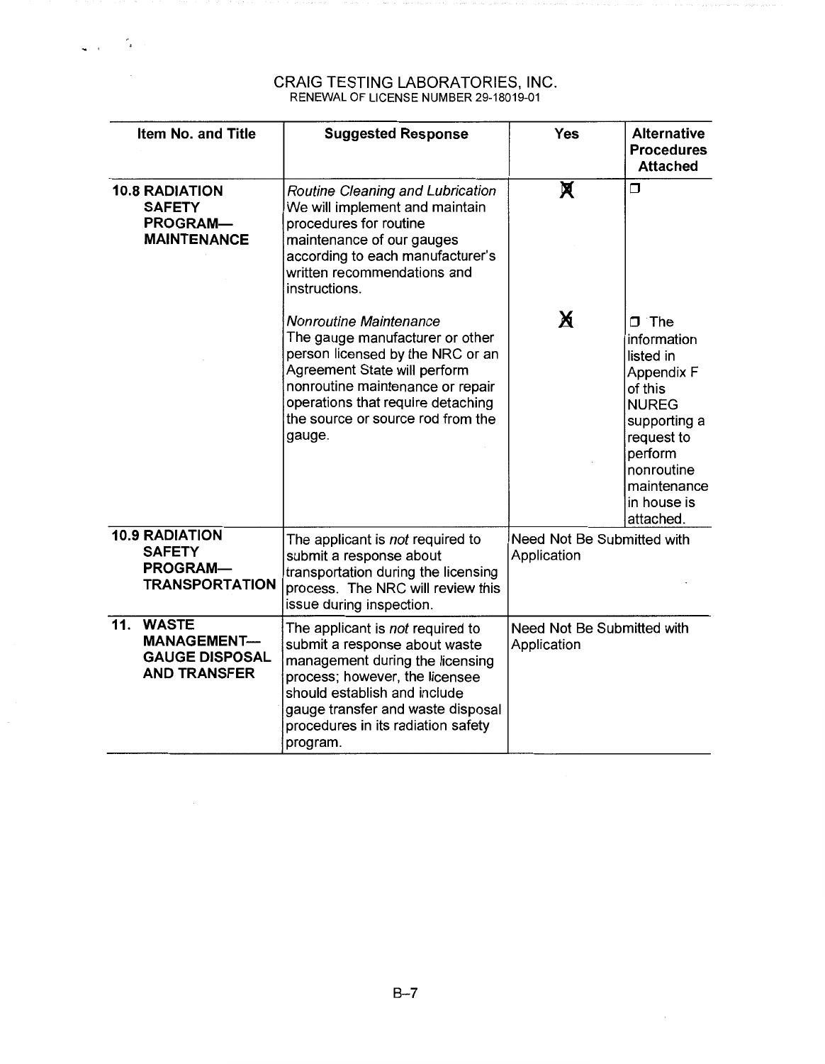CRAIG TESTING LABORATORIES, INC.
RENEWAL OF LICENSE NUMBER 29-18019-01

| Item No. and Title | Suggested Response | Yes | Alternative Procedures Attached |
|---|---|---|---|
| **10.8 RADIATION SAFETY PROGRAM— MAINTENANCE** | *Routine Cleaning and Lubrication* We will implement and maintain procedures for routine maintenance of our gauges according to each manufacturer's written recommendations and instructions. | ☒ | ☐ |
| | *Nonroutine Maintenance* The gauge manufacturer or other person licensed by the NRC or an Agreement State will perform nonroutine maintenance or repair operations that require detaching the source or source rod from the gauge. | ☒ | ☐ The information listed in Appendix F of this NUREG supporting a request to perform nonroutine maintenance in house is attached. |
| **10.9 RADIATION SAFETY PROGRAM— TRANSPORTATION** | The applicant is *not* required to submit a response about transportation during the licensing process. The NRC will review this issue during inspection. | Need Not Be Submitted with Application | |
| **11. WASTE MANAGEMENT— GAUGE DISPOSAL AND TRANSFER** | The applicant is *not* required to submit a response about waste management during the licensing process; however, the licensee should establish and include gauge transfer and waste disposal procedures in its radiation safety program. | Need Not Be Submitted with Application | |